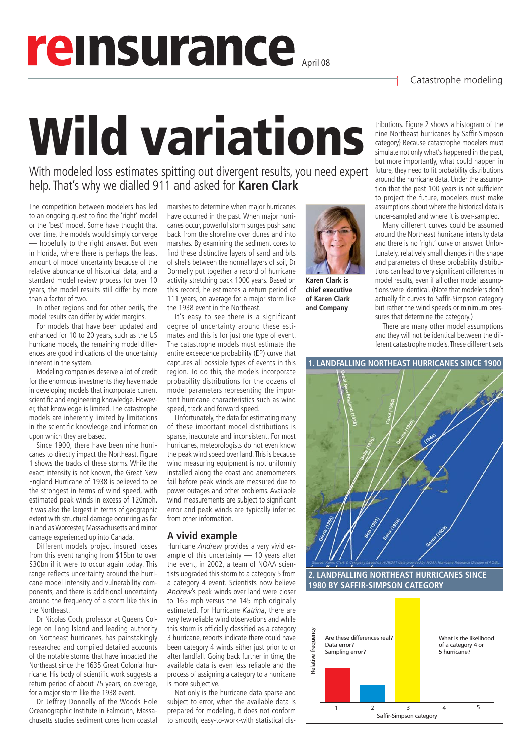# Wild variations

With modeled loss estimates spitting out divergent results, you need expert help. That's why we dialled 911 and asked for **Karen Clark**

The competition between modelers has led to an ongoing quest to find the 'right' model or the 'best' model. Some have thought that over time, the models would simply converge — hopefully to the right answer. But even in Florida, where there is perhaps the least amount of model uncertainty because of the relative abundance of historical data, and a standard model review process for over 10 years, the model results still differ by more than a factor of two.

In other regions and for other perils, the model results can differ by wider margins.

For models that have been updated and enhanced for 10 to 20 years, such as the US hurricane models, the remaining model differences are good indications of the uncertainty inherent in the system.

Modeling companies deserve a lot of credit for the enormous investments they have made in developing models that incorporate current scientific and engineering knowledge. However, that knowledge is limited. The catastrophe models are inherently limited by limitations in the scientific knowledge and information upon which they are based.

Since 1900, there have been nine hurricanes to directly impact the Northeast. Figure 1 shows the tracks of these storms. While the exact intensity is not known, the Great New England Hurricane of 1938 is believed to be the strongest in terms of wind speed, with estimated peak winds in excess of 120mph. It was also the largest in terms of geographic extent with structural damage occurring as far inland as Worcester, Massachusetts and minor damage experienced up into Canada.

Different models project insured losses from this event ranging from $15bn to over $30bn if it were to occur again today. This range reflects uncertainty around the hurricane model intensity and vulnerability components, and there is additional uncertainty around the frequency of a storm like this in the Northeast.

Dr Nicolas Coch, professor at Queens College on Long Island and leading authority on Northeast hurricanes, has painstakingly researched and compiled detailed accounts of the notable storms that have impacted the Northeast since the 1635 Great Colonial hurricane. His body of scientific work suggests a return period of about 75 years, on average, for a major storm like the 1938 event.

Dr Jeffrey Donnelly of the Woods Hole Oceanographic Institute in Falmouth, Massachusetts studies sediment cores from coastal marshes to determine when major hurricanes have occurred in the past. When major hurricanes occur, powerful storm surges push sand back from the shoreline over dunes and into marshes. By examining the sediment cores to find these distinctive layers of sand and bits of shells between the normal layers of soil, Dr Donnelly put together a record of hurricane activity stretching back 1000 years. Based on this record, he estimates a return period of 111 years, on average for a major storm like the 1938 event in the Northeast.

It's easy to see there is a significant degree of uncertainty around these estimates and this is for just one type of event. The catastrophe models must estimate the entire exceedence probability (EP) curve that captures all possible types of events in this region. To do this, the models incorporate probability distributions for the dozens of model parameters representing the important hurricane characteristics such as wind speed, track and forward speed.

Unfortunately, the data for estimating many of these important model distributions is sparse, inaccurate and inconsistent. For most hurricanes, meteorologists do not even know the peak wind speed over land. This is because wind measuring equipment is not uniformly installed along the coast and anemometers fail before peak winds are measured due to power outages and other problems. Available wind measurements are subject to significant error and peak winds are typically inferred from other information.

**Karen Clark is chief executive of Karen Clark and Company**

## A vivid example

Hurricane *Andrew* provides a very vivid example of this uncertainty — 10 years after the event, in 2002, a team of NOAA scientists upgraded this storm to a category 5 from a category 4 event. Scientists now believe *Andrew*'s peak winds over land were closer to 165 mph versus the 145 mph originally estimated. For Hurricane *Katrina*, there are very few reliable wind observations and while this storm is officially classified as a category 3 hurricane, reports indicate there could have been category 4 winds either just prior to or after landfall. Going back further in time, the available data is even less reliable and the process of assigning a category to a hurricane is more subjective.

Not only is the hurricane data sparse and subject to error, when the available data is prepared for modeling, it does not conform to smooth, easy-to-work-with statistical distributions. Figure 2 shows a histogram of the nine Northeast hurricanes by Saffir-Simpson category) Because catastrophe modelers must simulate not only what's happened in the past, but more importantly, what could happen in future, they need to fit probability distributions around the hurricane data. Under the assumption that the past 100 years is not sufficient to project the future, modelers must make assumptions about where the historical data is under-sampled and where it is over-sampled.

Many different curves could be assumed around the Northeast hurricane intensity data and there is no 'right' curve or answer. Unfortunately, relatively small changes in the shape and parameters of these probability distributions can lead to very significant differences in model results, even if all other model assumptions were identical. (Note that modelers don't actually fit curves to Saffir-Simpson category but rather the wind speeds or minimum pressures that determine the category.)

There are many other model assumptions and they will not be identical between the different catastrophe models. These different sets

**1. LANDFALLING NORTHEAST HURRICANES SINCE 1900**

Great New England (1938), Carol (1954), Donna (1960), (1944), Belle (1976), Gloria (1985), Bob (1991), Edna (1954), Gerda (1969)

Source: Karen Clark & Company based on HURDAT data provided by NOAA Hurricane Research Division of AOML

**2. LANDFALLING NORTHEAST HURRICANES SINCE 1980 BY SAFFIR-SIMPSON CATEGORY**

Relative frequency; Saffir-Simpson category: 1, 2, 3, 4, 5

Are these differences real? Data error? Sampling error?

What is the likelihood of a category 4 or 5 hurricane?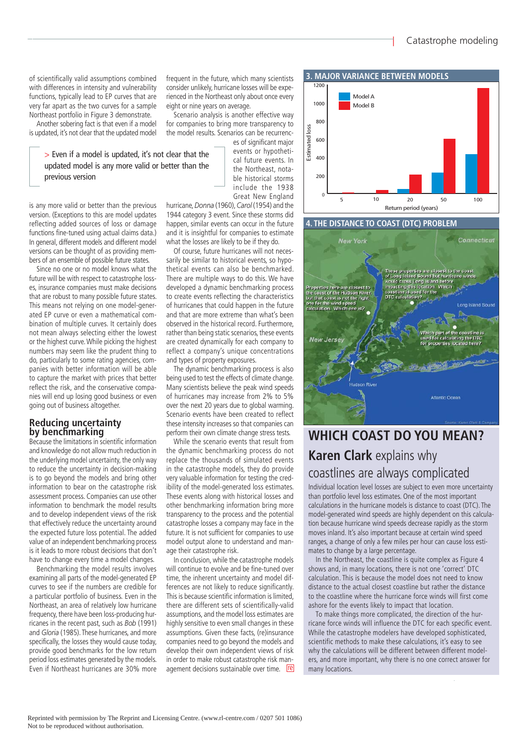of scientifically valid assumptions combined with differences in intensity and vulnerability functions, typically lead to EP curves that are very far apart as the two curves for a sample Northeast portfolio in Figure 3 demonstrate.

Another sobering fact is that even if a model is updated, it's not clear that the updated model is any more valid or better than the previous version. (Exceptions to this are model updates reflecting added sources of loss or damage functions fine-tuned using actual claims data.) In general, different models and different model versions can be thought of as providing members of an ensemble of possible future states.

> Even if a model is updated, it's not clear that the updated model is any more valid or better than the previous version

Since no one or no model knows what the future will be with respect to catastrophe losses, insurance companies must make decisions that are robust to many possible future states. This means not relying on one model-generated EP curve or even a mathematical combination of multiple curves. It certainly does not mean always selecting either the lowest or the highest curve. While picking the highest numbers may seem like the prudent thing to do, particularly to some rating agencies, companies with better information will be able to capture the market with prices that better reflect the risk, and the conservative companies will end up losing good business or even going out of business altogether.

## Reducing uncertainty by benchmarking

Because the limitations in scientific information and knowledge do not allow much reduction in the underlying model uncertainty, the only way to reduce the uncertainty in decision-making is to go beyond the models and bring other information to bear on the catastrophe risk assessment process. Companies can use other information to benchmark the model results and to develop independent views of the risk that effectively reduce the uncertainty around the expected future loss potential. The added value of an independent benchmarking process is it leads to more robust decisions that don't have to change every time a model changes.

Benchmarking the model results involves examining all parts of the model-generated EP curves to see if the numbers are credible for a particular portfolio of business. Even in the Northeast, an area of relatively low hurricane frequency, there have been loss-producing hurricanes in the recent past, such as *Bob* (1991) and *Gloria* (1985). These hurricanes, and more specifically, the losses they would cause today, provide good benchmarks for the low return period loss estimates generated by the models. Even if Northeast hurricanes are 30% more frequent in the future, which many scientists consider unlikely, hurricane losses will be experienced in the Northeast only about once every eight or nine years on average.

Scenario analysis is another effective way for companies to bring more transparency to the model results. Scenarios can be recurrences of significant major events or hypothetical future events. In the Northeast, notable historical storms include the 1938 Great New England hurricane, *Donna* (1960), *Carol* (1954) and the 1944 category 3 event. Since these storms did happen, similar events can occur in the future and it is insightful for companies to estimate what the losses are likely to be if they do.

Of course, future hurricanes will not necessarily be similar to historical events, so hypothetical events can also be benchmarked. There are multiple ways to do this. We have developed a dynamic benchmarking process to create events reflecting the characteristics of hurricanes that could happen in the future and that are more extreme than what's been observed in the historical record. Furthermore, rather than being static scenarios, these events are created dynamically for each company to reflect a company's unique concentrations and types of property exposures.

The dynamic benchmarking process is also being used to test the effects of climate change. Many scientists believe the peak wind speeds of hurricanes may increase from 2% to 5% over the next 20 years due to global warming. Scenario events have been created to reflect these intensity increases so that companies can perform their own climate change stress tests.

While the scenario events that result from the dynamic benchmarking process do not replace the thousands of simulated events in the catastrophe models, they do provide very valuable information for testing the credibility of the model-generated loss estimates. These events along with historical losses and other benchmarking information bring more transparency to the process and the potential catastrophe losses a company may face in the future. It is not sufficient for companies to use model output alone to understand and manage their catastrophe risk.

In conclusion, while the catastrophe models will continue to evolve and be fine-tuned over time, the inherent uncertainty and model differences are not likely to reduce significantly. This is because scientific information is limited, there are different sets of scientifically-valid assumptions, and the model loss estimates are highly sensitive to even small changes in these assumptions. Given these facts, (re)insurance companies need to go beyond the models and develop their own independent views of risk in order to make robust catastrophe risk management decisions sustainable over time. re

**3. MAJOR VARIANCE BETWEEN MODELS**

Model A
Model B
Estimated loss
0 200 400 600 800 1000 1200
5 10 20 50 100
Return period (years)

**4. THE DISTANCE TO COAST (DTC) PROBLEM**

New York
Connecticut
New Jersey
Long Island Sound
Hudson River
Atlantic Ocean
Properties here are closest to the coast of the Hudson River, but that coast is not the right one for the wind speed calculation. Which one is?
These properties are closest to the coast of Long Island Sound but hurricane winds would cross Long Island before impacting this location. Which coastline is used for the DTC calculation?
Which part of the coastline is used for calculating the DTC for properties located here?
Source: Karen Clark & Company

## WHICH COAST DO YOU MEAN?

### **Karen Clark** explains why coastlines are always complicated

Individual location level losses are subject to even more uncertainty than portfolio level loss estimates. One of the most important calculations in the hurricane models is distance to coast (DTC). The model-generated wind speeds are highly dependent on this calculation because hurricane wind speeds decrease rapidly as the storm moves inland. It's also important because at certain wind speed ranges, a change of only a few miles per hour can cause loss estimates to change by a large percentage.

In the Northeast, the coastline is quite complex as Figure 4 shows and, in many locations, there is not one 'correct' DTC calculation. This is because the model does not need to know distance to the actual closest coastline but rather the distance to the coastline where the hurricane force winds will first come ashore for the events likely to impact that location.

To make things more complicated, the direction of the hurricane force winds will influence the DTC for each specific event. While the catastrophe modelers have developed sophisticated, scientific methods to make these calculations, it's easy to see why the calculations will be different between different modelers, and more important, why there is no one correct answer for many locations.

Reprinted with permission by The Reprint and Licensing Centre. (www.rl-centre.com / 0207 501 1086)
Not to be reproduced without authorisation.